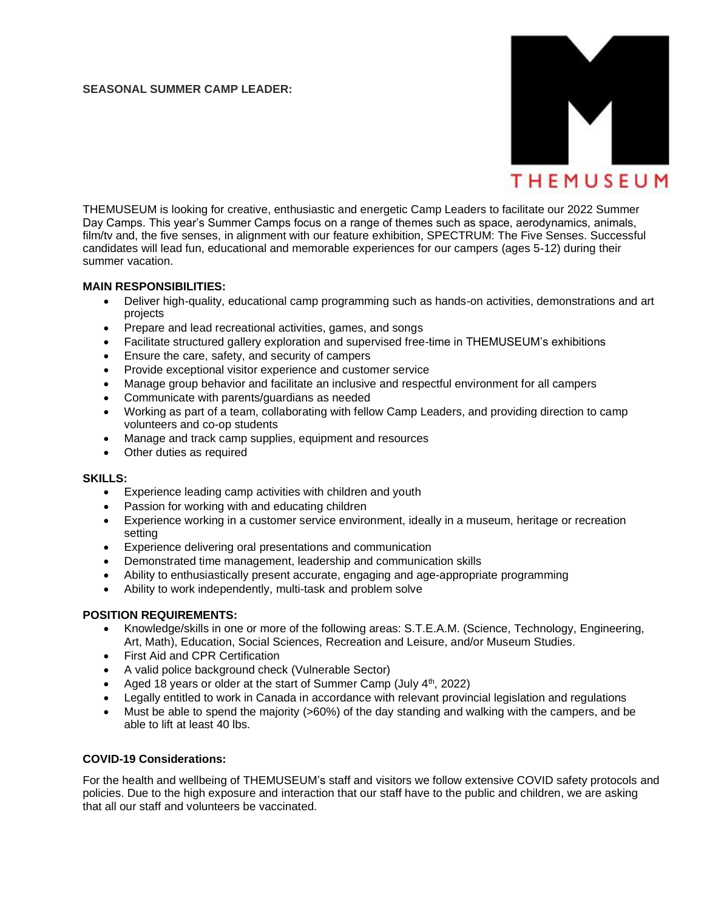**SEASONAL SUMMER CAMP LEADER:**

THEMUSEUM

THEMUSEUM is looking for creative, enthusiastic and energetic Camp Leaders to facilitate our 2022 Summer Day Camps. This year's Summer Camps focus on a range of themes such as space, aerodynamics, animals, film/tv and, the five senses, in alignment with our feature exhibition, SPECTRUM: The Five Senses. Successful candidates will lead fun, educational and memorable experiences for our campers (ages 5-12) during their summer vacation.

**MAIN RESPONSIBILITIES:**

- Deliver high-quality, educational camp programming such as hands-on activities, demonstrations and art projects
- Prepare and lead recreational activities, games, and songs
- Facilitate structured gallery exploration and supervised free-time in THEMUSEUM's exhibitions
- Ensure the care, safety, and security of campers
- Provide exceptional visitor experience and customer service
- Manage group behavior and facilitate an inclusive and respectful environment for all campers
- Communicate with parents/guardians as needed
- Working as part of a team, collaborating with fellow Camp Leaders, and providing direction to camp volunteers and co-op students
- Manage and track camp supplies, equipment and resources
- Other duties as required

**SKILLS:**

- Experience leading camp activities with children and youth
- Passion for working with and educating children
- Experience working in a customer service environment, ideally in a museum, heritage or recreation setting
- Experience delivering oral presentations and communication
- Demonstrated time management, leadership and communication skills
- Ability to enthusiastically present accurate, engaging and age-appropriate programming
- Ability to work independently, multi-task and problem solve

**POSITION REQUIREMENTS:**

- Knowledge/skills in one or more of the following areas: S.T.E.A.M. (Science, Technology, Engineering, Art, Math), Education, Social Sciences, Recreation and Leisure, and/or Museum Studies.
- First Aid and CPR Certification
- A valid police background check (Vulnerable Sector)
- Aged 18 years or older at the start of Summer Camp (July 4th, 2022)
- Legally entitled to work in Canada in accordance with relevant provincial legislation and regulations
- Must be able to spend the majority (>60%) of the day standing and walking with the campers, and be able to lift at least 40 lbs.

**COVID-19 Considerations:**

For the health and wellbeing of THEMUSEUM's staff and visitors we follow extensive COVID safety protocols and policies. Due to the high exposure and interaction that our staff have to the public and children, we are asking that all our staff and volunteers be vaccinated.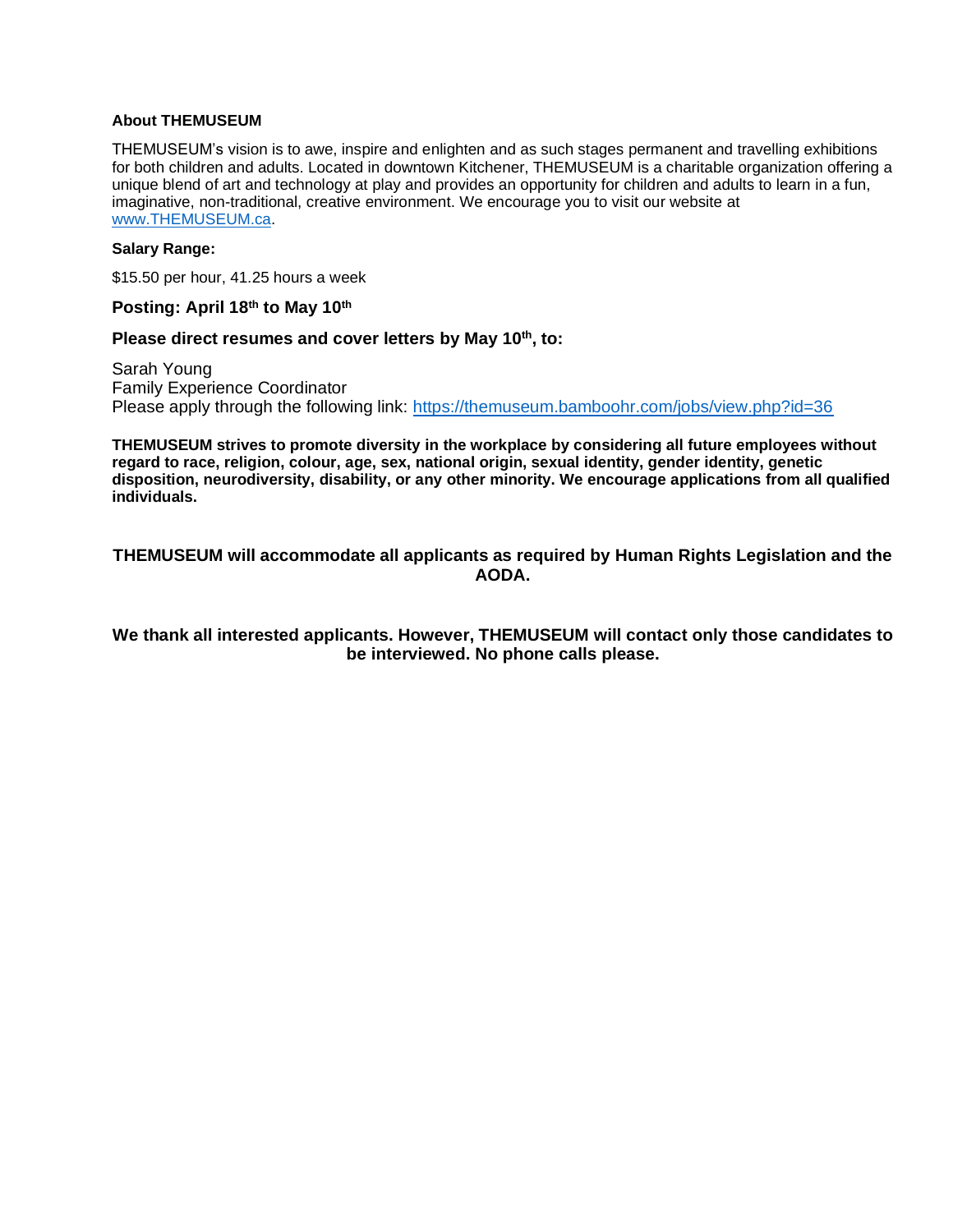**About THEMUSEUM**

THEMUSEUM's vision is to awe, inspire and enlighten and as such stages permanent and travelling exhibitions for both children and adults. Located in downtown Kitchener, THEMUSEUM is a charitable organization offering a unique blend of art and technology at play and provides an opportunity for children and adults to learn in a fun, imaginative, non-traditional, creative environment. We encourage you to visit our website at [www.THEMUSEUM.ca](http://www.THEMUSEUM.ca).

**Salary Range:**

$15.50 per hour, 41.25 hours a week

**Posting: April 18th to May 10th**

**Please direct resumes and cover letters by May 10th, to:**

Sarah Young
Family Experience Coordinator
Please apply through the following link: [https://themuseum.bamboohr.com/jobs/view.php?id=36](https://themuseum.bamboohr.com/jobs/view.php?id=36)

**THEMUSEUM strives to promote diversity in the workplace by considering all future employees without regard to race, religion, colour, age, sex, national origin, sexual identity, gender identity, genetic disposition, neurodiversity, disability, or any other minority. We encourage applications from all qualified individuals.**

**THEMUSEUM will accommodate all applicants as required by Human Rights Legislation and the AODA.**

**We thank all interested applicants. However, THEMUSEUM will contact only those candidates to be interviewed. No phone calls please.**